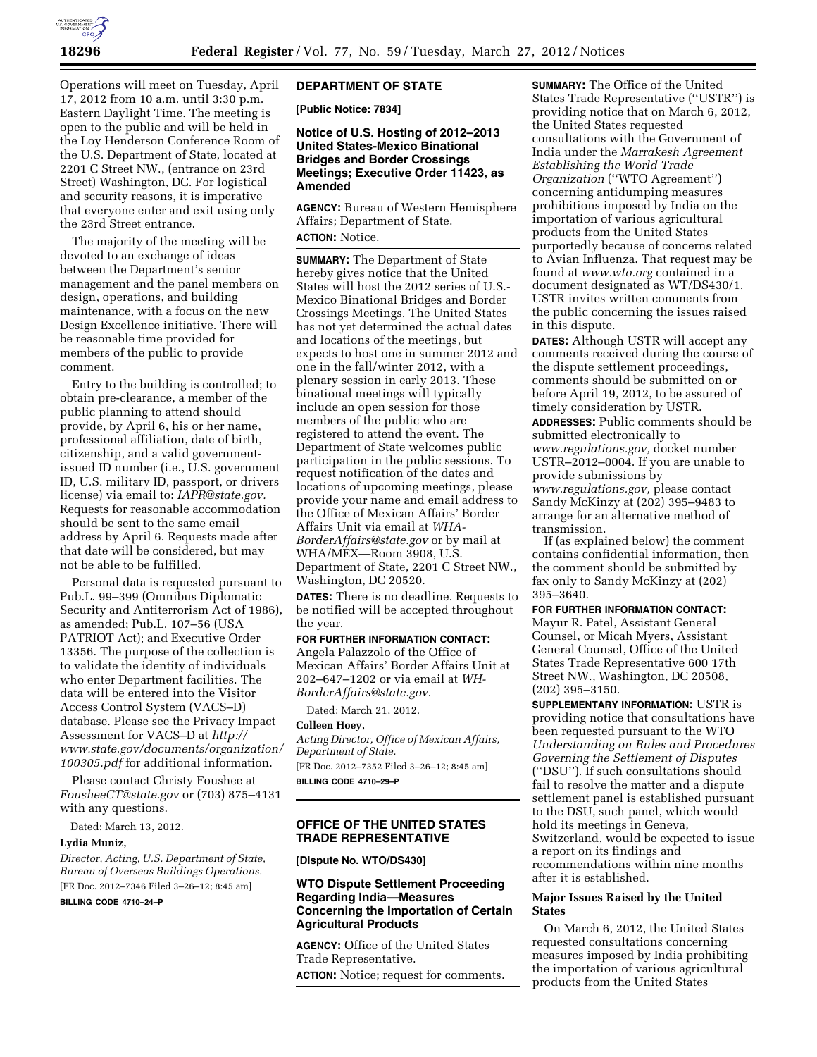Operations will meet on Tuesday, April 17, 2012 from 10 a.m. until 3:30 p.m. Eastern Daylight Time. The meeting is open to the public and will be held in the Loy Henderson Conference Room of the U.S. Department of State, located at 2201 C Street NW., (entrance on 23rd Street) Washington, DC. For logistical and security reasons, it is imperative that everyone enter and exit using only the 23rd Street entrance.

The majority of the meeting will be devoted to an exchange of ideas between the Department's senior management and the panel members on design, operations, and building maintenance, with a focus on the new Design Excellence initiative. There will be reasonable time provided for members of the public to provide comment.

Entry to the building is controlled; to obtain pre-clearance, a member of the public planning to attend should provide, by April 6, his or her name, professional affiliation, date of birth, citizenship, and a valid government-issued ID number (i.e., U.S. government ID, U.S. military ID, passport, or drivers license) via email to: *IAPR@state.gov.* Requests for reasonable accommodation should be sent to the same email address by April 6. Requests made after that date will be considered, but may not be able to be fulfilled.

Personal data is requested pursuant to Pub.L. 99–399 (Omnibus Diplomatic Security and Antiterrorism Act of 1986), as amended; Pub.L. 107–56 (USA PATRIOT Act); and Executive Order 13356. The purpose of the collection is to validate the identity of individuals who enter Department facilities. The data will be entered into the Visitor Access Control System (VACS–D) database. Please see the Privacy Impact Assessment for VACS–D at *http://www.state.gov/documents/organization/100305.pdf* for additional information.

Please contact Christy Foushee at *FousheeCT@state.gov* or (703) 875–4131 with any questions.

Dated: March 13, 2012.

**Lydia Muniz,**

*Director, Acting, U.S. Department of State, Bureau of Overseas Buildings Operations.*

[FR Doc. 2012–7346 Filed 3–26–12; 8:45 am]

**BILLING CODE 4710–24–P**

## DEPARTMENT OF STATE

**[Public Notice: 7834]**

### Notice of U.S. Hosting of 2012–2013 United States-Mexico Binational Bridges and Border Crossings Meetings; Executive Order 11423, as Amended

**AGENCY:** Bureau of Western Hemisphere Affairs; Department of State.

**ACTION:** Notice.

**SUMMARY:** The Department of State hereby gives notice that the United States will host the 2012 series of U.S.-Mexico Binational Bridges and Border Crossings Meetings. The United States has not yet determined the actual dates and locations of the meetings, but expects to host one in summer 2012 and one in the fall/winter 2012, with a plenary session in early 2013. These binational meetings will typically include an open session for those members of the public who are registered to attend the event. The Department of State welcomes public participation in the public sessions. To request notification of the dates and locations of upcoming meetings, please provide your name and email address to the Office of Mexican Affairs' Border Affairs Unit via email at *WHA-BorderAffairs@state.gov* or by mail at WHA/MEX—Room 3908, U.S. Department of State, 2201 C Street NW., Washington, DC 20520.

**DATES:** There is no deadline. Requests to be notified will be accepted throughout the year.

**FOR FURTHER INFORMATION CONTACT:** Angela Palazzolo of the Office of Mexican Affairs' Border Affairs Unit at 202–647–1202 or via email at *WH-BorderAffairs@state.gov*.

Dated: March 21, 2012.

**Colleen Hoey,**

*Acting Director, Office of Mexican Affairs, Department of State.*

[FR Doc. 2012–7352 Filed 3–26–12; 8:45 am]

**BILLING CODE 4710–29–P**

## OFFICE OF THE UNITED STATES TRADE REPRESENTATIVE

**[Dispute No. WTO/DS430]**

### WTO Dispute Settlement Proceeding Regarding India—Measures Concerning the Importation of Certain Agricultural Products

**AGENCY:** Office of the United States Trade Representative.

**ACTION:** Notice; request for comments.

**SUMMARY:** The Office of the United States Trade Representative (''USTR'') is providing notice that on March 6, 2012, the United States requested consultations with the Government of India under the *Marrakesh Agreement Establishing the World Trade Organization* (''WTO Agreement'') concerning antidumping measures prohibitions imposed by India on the importation of various agricultural products from the United States purportedly because of concerns related to Avian Influenza. That request may be found at *www.wto.org* contained in a document designated as WT/DS430/1. USTR invites written comments from the public concerning the issues raised in this dispute.

**DATES:** Although USTR will accept any comments received during the course of the dispute settlement proceedings, comments should be submitted on or before April 19, 2012, to be assured of timely consideration by USTR.

**ADDRESSES:** Public comments should be submitted electronically to *www.regulations.gov,* docket number USTR–2012–0004. If you are unable to provide submissions by *www.regulations.gov,* please contact Sandy McKinzy at (202) 395–9483 to arrange for an alternative method of transmission.

If (as explained below) the comment contains confidential information, then the comment should be submitted by fax only to Sandy McKinzy at (202) 395–3640.

**FOR FURTHER INFORMATION CONTACT:** Mayur R. Patel, Assistant General Counsel, or Micah Myers, Assistant General Counsel, Office of the United States Trade Representative 600 17th Street NW., Washington, DC 20508, (202) 395–3150.

**SUPPLEMENTARY INFORMATION:** USTR is providing notice that consultations have been requested pursuant to the WTO *Understanding on Rules and Procedures Governing the Settlement of Disputes* (''DSU''). If such consultations should fail to resolve the matter and a dispute settlement panel is established pursuant to the DSU, such panel, which would hold its meetings in Geneva, Switzerland, would be expected to issue a report on its findings and recommendations within nine months after it is established.

#### Major Issues Raised by the United States

On March 6, 2012, the United States requested consultations concerning measures imposed by India prohibiting the importation of various agricultural products from the United States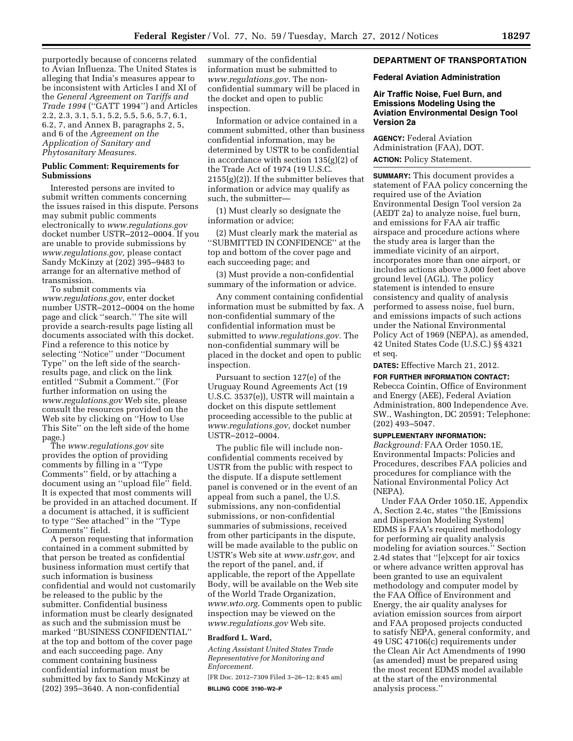purportedly because of concerns related to Avian Influenza. The United States is alleging that India's measures appear to be inconsistent with Articles I and XI of the *General Agreement on Tariffs and Trade 1994* (''GATT 1994'') and Articles 2.2, 2.3, 3.1, 5.1, 5.2, 5.5, 5.6, 5.7, 6.1, 6.2, 7, and Annex B, paragraphs 2, 5, and 6 of the *Agreement on the Application of Sanitary and Phytosanitary Measures.*

**Public Comment: Requirements for Submissions**

Interested persons are invited to submit written comments concerning the issues raised in this dispute. Persons may submit public comments electronically to *www.regulations.gov* docket number USTR–2012–0004. If you are unable to provide submissions by *www.regulations.gov,* please contact Sandy McKinzy at (202) 395–9483 to arrange for an alternative method of transmission.

To submit comments via *www.regulations.gov,* enter docket number USTR–2012–0004 on the home page and click ''search.'' The site will provide a search-results page listing all documents associated with this docket. Find a reference to this notice by selecting ''Notice'' under ''Document Type'' on the left side of the search-results page, and click on the link entitled ''Submit a Comment.'' (For further information on using the *www.regulations.gov* Web site, please consult the resources provided on the Web site by clicking on ''How to Use This Site'' on the left side of the home page.)

The *www.regulations.gov* site provides the option of providing comments by filling in a ''Type Comments'' field, or by attaching a document using an ''upload file'' field. It is expected that most comments will be provided in an attached document. If a document is attached, it is sufficient to type ''See attached'' in the ''Type Comments'' field.

A person requesting that information contained in a comment submitted by that person be treated as confidential business information must certify that such information is business confidential and would not customarily be released to the public by the submitter. Confidential business information must be clearly designated as such and the submission must be marked ''BUSINESS CONFIDENTIAL'' at the top and bottom of the cover page and each succeeding page. Any comment containing business confidential information must be submitted by fax to Sandy McKinzy at (202) 395–3640. A non-confidential summary of the confidential information must be submitted to *www.regulations.gov.* The non-confidential summary will be placed in the docket and open to public inspection.

Information or advice contained in a comment submitted, other than business confidential information, may be determined by USTR to be confidential in accordance with section 135(g)(2) of the Trade Act of 1974 (19 U.S.C. 2155(g)(2)). If the submitter believes that information or advice may qualify as such, the submitter—

(1) Must clearly so designate the information or advice;

(2) Must clearly mark the material as ''SUBMITTED IN CONFIDENCE'' at the top and bottom of the cover page and each succeeding page; and

(3) Must provide a non-confidential summary of the information or advice.

Any comment containing confidential information must be submitted by fax. A non-confidential summary of the confidential information must be submitted to *www.regulations.gov.* The non-confidential summary will be placed in the docket and open to public inspection.

Pursuant to section 127(e) of the Uruguay Round Agreements Act (19 U.S.C. 3537(e)), USTR will maintain a docket on this dispute settlement proceeding accessible to the public at *www.regulations.gov,* docket number USTR–2012–0004.

The public file will include non-confidential comments received by USTR from the public with respect to the dispute. If a dispute settlement panel is convened or in the event of an appeal from such a panel, the U.S. submissions, any non-confidential submissions, or non-confidential summaries of submissions, received from other participants in the dispute, will be made available to the public on USTR's Web site at *www.ustr.gov,* and the report of the panel, and, if applicable, the report of the Appellate Body, will be available on the Web site of the World Trade Organization, *www.wto.org.* Comments open to public inspection may be viewed on the *www.regulations.gov* Web site.

**Bradford L. Ward,**

*Acting Assistant United States Trade Representative for Monitoring and Enforcement.*

[FR Doc. 2012–7309 Filed 3–26–12; 8:45 am]

**BILLING CODE 3190–W2–P**

## DEPARTMENT OF TRANSPORTATION

### Federal Aviation Administration

### Air Traffic Noise, Fuel Burn, and Emissions Modeling Using the Aviation Environmental Design Tool Version 2a

**AGENCY:** Federal Aviation Administration (FAA), DOT.

**ACTION:** Policy Statement.

**SUMMARY:** This document provides a statement of FAA policy concerning the required use of the Aviation Environmental Design Tool version 2a (AEDT 2a) to analyze noise, fuel burn, and emissions for FAA air traffic airspace and procedure actions where the study area is larger than the immediate vicinity of an airport, incorporates more than one airport, or includes actions above 3,000 feet above ground level (AGL). The policy statement is intended to ensure consistency and quality of analysis performed to assess noise, fuel burn, and emissions impacts of such actions under the National Environmental Policy Act of 1969 (NEPA), as amended, 42 United States Code (U.S.C.) §§ 4321 et seq.

**DATES:** Effective March 21, 2012.

**FOR FURTHER INFORMATION CONTACT:** Rebecca Cointin, Office of Environment and Energy (AEE), Federal Aviation Administration, 800 Independence Ave. SW., Washington, DC 20591; Telephone: (202) 493–5047.

**SUPPLEMENTARY INFORMATION:**

*Background:* FAA Order 1050.1E, Environmental Impacts: Policies and Procedures, describes FAA policies and procedures for compliance with the National Environmental Policy Act (NEPA).

Under FAA Order 1050.1E, Appendix A, Section 2.4c, states ''the [Emissions and Dispersion Modeling System] EDMS is FAA's required methodology for performing air quality analysis modeling for aviation sources.'' Section 2.4d states that ''[e]xcept for air toxics or where advance written approval has been granted to use an equivalent methodology and computer model by the FAA Office of Environment and Energy, the air quality analyses for aviation emission sources from airport and FAA proposed projects conducted to satisfy NEPA, general conformity, and 49 USC 47106(c) requirements under the Clean Air Act Amendments of 1990 (as amended) must be prepared using the most recent EDMS model available at the start of the environmental analysis process.''